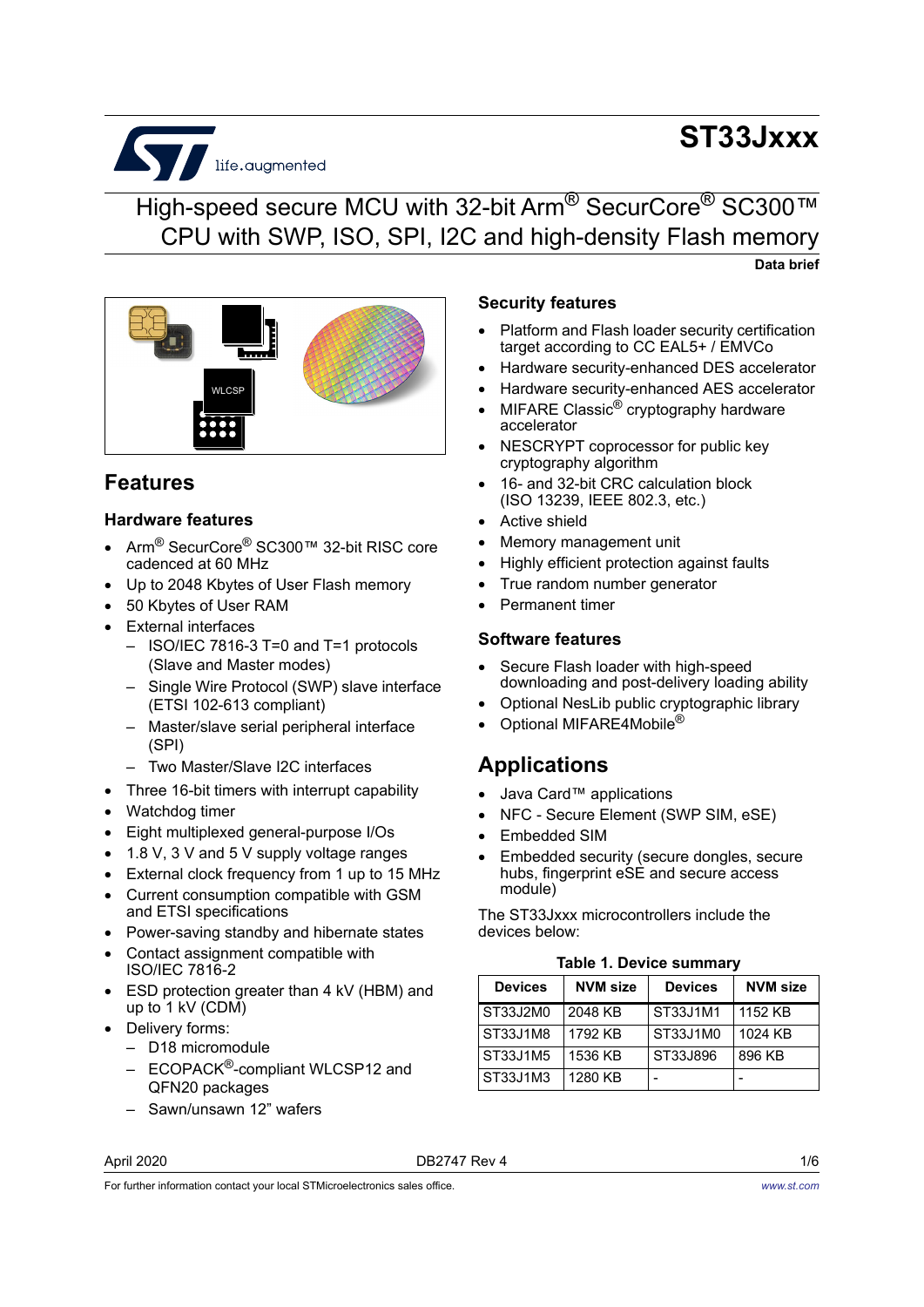# ST33Jxxx

## High-speed secure MCU with 32-bit Arm® SecurCore® SC300™ CPU with SWP, ISO, SPI, I2C and high-density Flash memory

**Data brief**

## Features

### Hardware features

- Arm® SecurCore® SC300™ 32-bit RISC core cadenced at 60 MHz
- Up to 2048 Kbytes of User Flash memory
- 50 Kbytes of User RAM
- External interfaces
  - ISO/IEC 7816-3 T=0 and T=1 protocols (Slave and Master modes)
  - Single Wire Protocol (SWP) slave interface (ETSI 102-613 compliant)
  - Master/slave serial peripheral interface (SPI)
  - Two Master/Slave I2C interfaces
- Three 16-bit timers with interrupt capability
- Watchdog timer
- Eight multiplexed general-purpose I/Os
- 1.8 V, 3 V and 5 V supply voltage ranges
- External clock frequency from 1 up to 15 MHz
- Current consumption compatible with GSM and ETSI specifications
- Power-saving standby and hibernate states
- Contact assignment compatible with ISO/IEC 7816-2
- ESD protection greater than 4 kV (HBM) and up to 1 kV (CDM)
- Delivery forms:
  - D18 micromodule
  - ECOPACK®-compliant WLCSP12 and QFN20 packages
  - Sawn/unsawn 12" wafers

### Security features

- Platform and Flash loader security certification target according to CC EAL5+ / EMVCo
- Hardware security-enhanced DES accelerator
- Hardware security-enhanced AES accelerator
- MIFARE Classic® cryptography hardware accelerator
- NESCRYPT coprocessor for public key cryptography algorithm
- 16- and 32-bit CRC calculation block (ISO 13239, IEEE 802.3, etc.)
- Active shield
- Memory management unit
- Highly efficient protection against faults
- True random number generator
- Permanent timer

### Software features

- Secure Flash loader with high-speed downloading and post-delivery loading ability
- Optional NesLib public cryptographic library
- Optional MIFARE4Mobile®

## Applications

- Java Card™ applications
- NFC - Secure Element (SWP SIM, eSE)
- Embedded SIM
- Embedded security (secure dongles, secure hubs, fingerprint eSE and secure access module)

The ST33Jxxx microcontrollers include the devices below:

**Table 1. Device summary**

| Devices | NVM size | Devices | NVM size |
|---|---|---|---|
| ST33J2M0 | 2048 KB | ST33J1M1 | 1152 KB |
| ST33J1M8 | 1792 KB | ST33J1M0 | 1024 KB |
| ST33J1M5 | 1536 KB | ST33J896 | 896 KB |
| ST33J1M3 | 1280 KB | - | - |

April 2020 DB2747 Rev 4

For further information contact your local STMicroelectronics sales office. www.st.com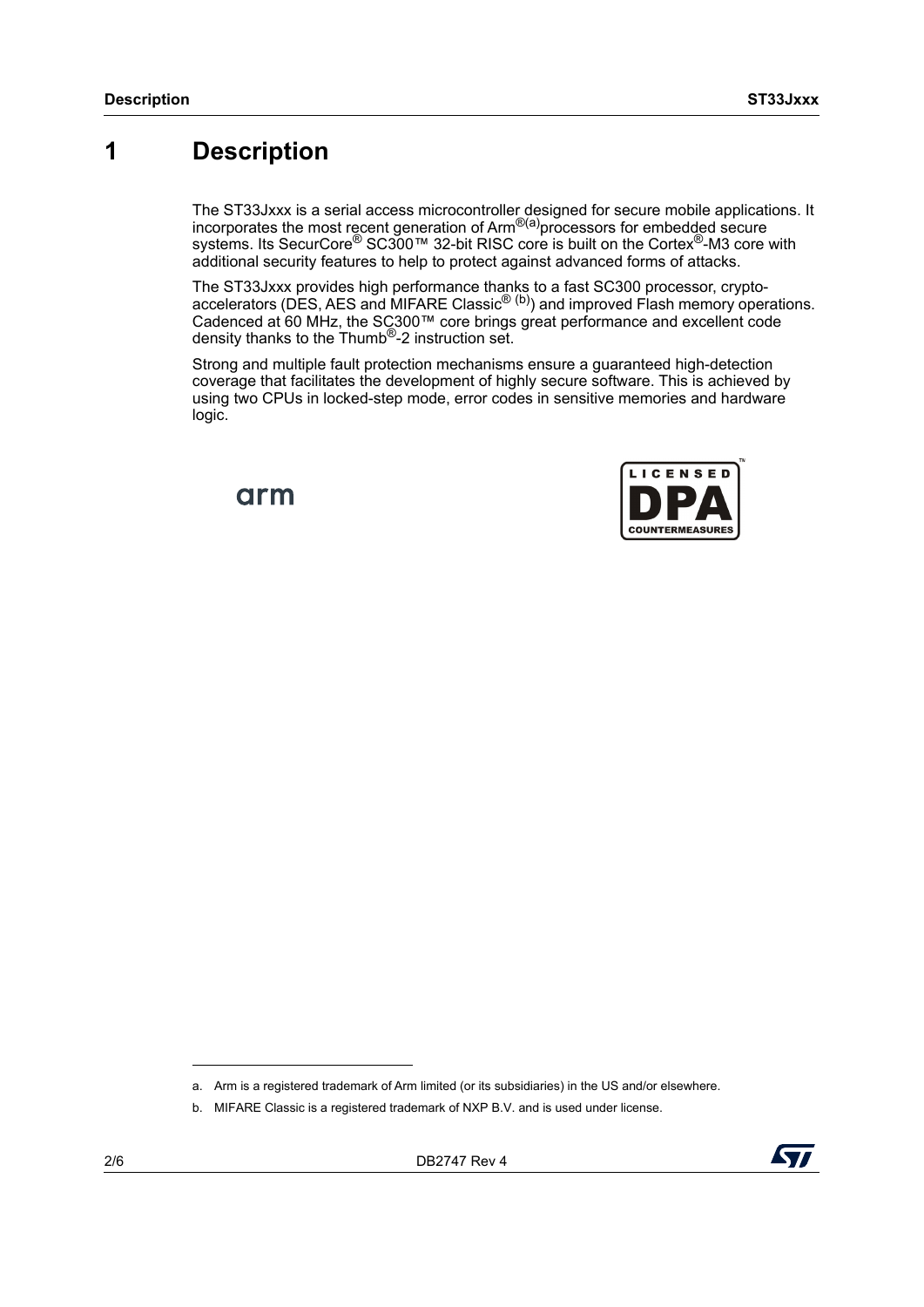# 1 Description

The ST33Jxxx is a serial access microcontroller designed for secure mobile applications. It incorporates the most recent generation of Arm®[a] processors for embedded secure systems. Its SecurCore® SC300™ 32-bit RISC core is built on the Cortex®-M3 core with additional security features to help to protect against advanced forms of attacks.

The ST33Jxxx provides high performance thanks to a fast SC300 processor, crypto-accelerators (DES, AES and MIFARE Classic® [b]) and improved Flash memory operations. Cadenced at 60 MHz, the SC300™ core brings great performance and excellent code density thanks to the Thumb®-2 instruction set.

Strong and multiple fault protection mechanisms ensure a guaranteed high-detection coverage that facilitates the development of highly secure software. This is achieved by using two CPUs in locked-step mode, error codes in sensitive memories and hardware logic.

arm

LICENSED DPA COUNTERMEASURES

a. Arm is a registered trademark of Arm limited (or its subsidiaries) in the US and/or elsewhere.

b. MIFARE Classic is a registered trademark of NXP B.V. and is used under license.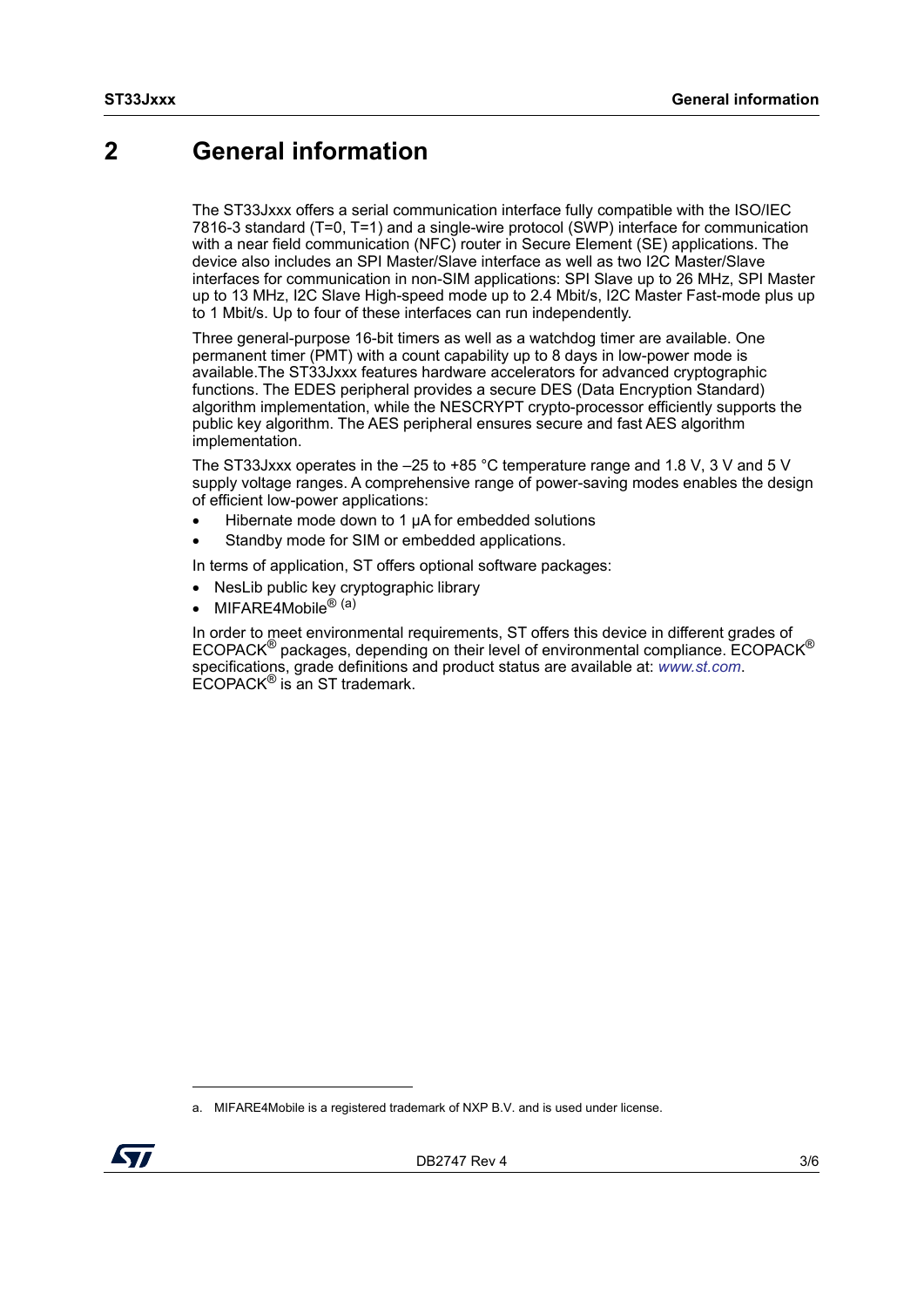# 2 General information

The ST33Jxxx offers a serial communication interface fully compatible with the ISO/IEC 7816-3 standard (T=0, T=1) and a single-wire protocol (SWP) interface for communication with a near field communication (NFC) router in Secure Element (SE) applications. The device also includes an SPI Master/Slave interface as well as two I2C Master/Slave interfaces for communication in non-SIM applications: SPI Slave up to 26 MHz, SPI Master up to 13 MHz, I2C Slave High-speed mode up to 2.4 Mbit/s, I2C Master Fast-mode plus up to 1 Mbit/s. Up to four of these interfaces can run independently.

Three general-purpose 16-bit timers as well as a watchdog timer are available. One permanent timer (PMT) with a count capability up to 8 days in low-power mode is available.The ST33Jxxx features hardware accelerators for advanced cryptographic functions. The EDES peripheral provides a secure DES (Data Encryption Standard) algorithm implementation, while the NESCRYPT crypto-processor efficiently supports the public key algorithm. The AES peripheral ensures secure and fast AES algorithm implementation.

The ST33Jxxx operates in the –25 to +85 °C temperature range and 1.8 V, 3 V and 5 V supply voltage ranges. A comprehensive range of power-saving modes enables the design of efficient low-power applications:

- Hibernate mode down to 1 µA for embedded solutions
- Standby mode for SIM or embedded applications.

In terms of application, ST offers optional software packages:

- NesLib public key cryptographic library
- MIFARE4Mobile® [a]

In order to meet environmental requirements, ST offers this device in different grades of ECOPACK® packages, depending on their level of environmental compliance. ECOPACK® specifications, grade definitions and product status are available at: *www.st.com*. ECOPACK® is an ST trademark.

a. MIFARE4Mobile is a registered trademark of NXP B.V. and is used under license.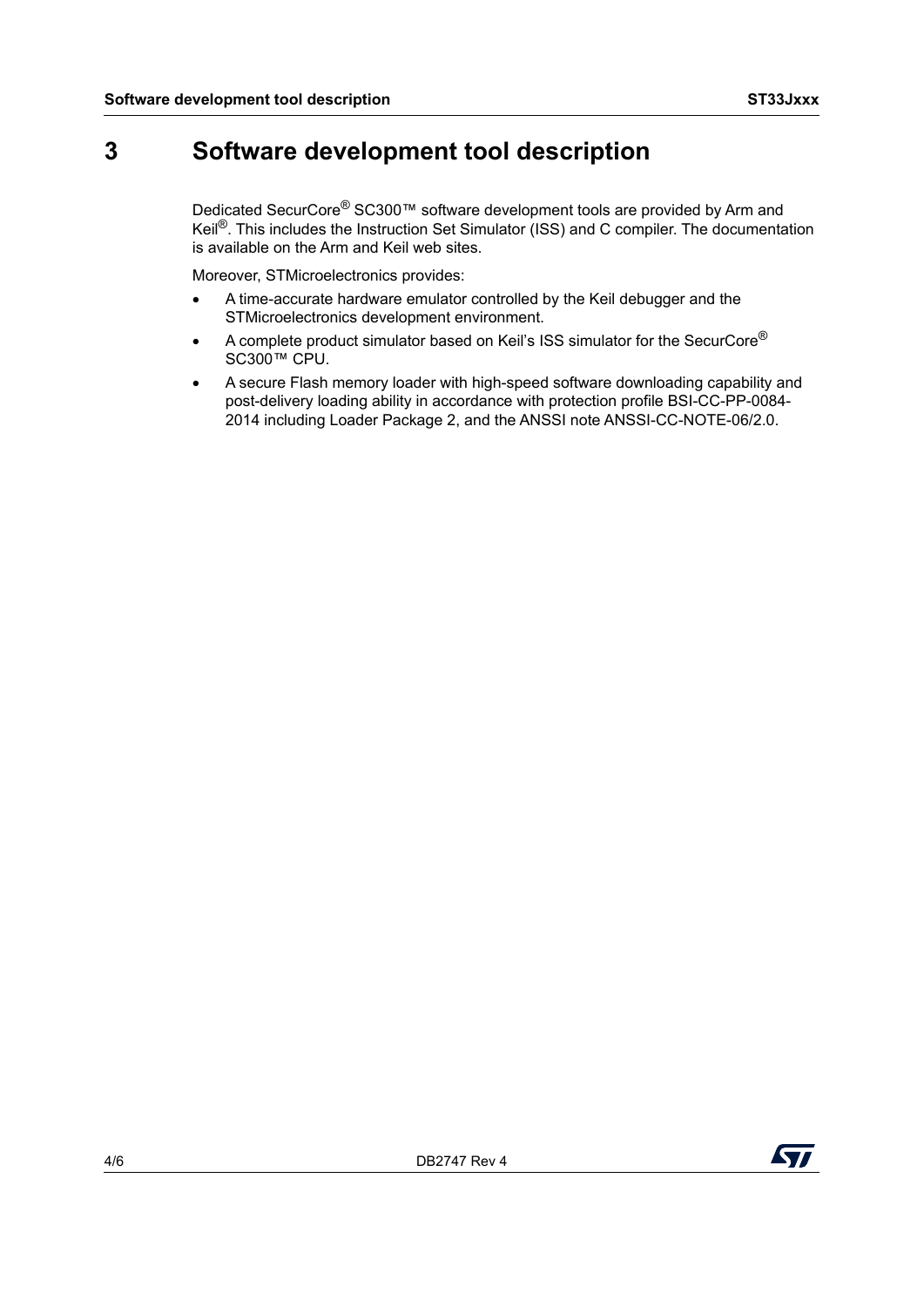# 3 Software development tool description

Dedicated SecurCore® SC300™ software development tools are provided by Arm and Keil®. This includes the Instruction Set Simulator (ISS) and C compiler. The documentation is available on the Arm and Keil web sites.

Moreover, STMicroelectronics provides:

- A time-accurate hardware emulator controlled by the Keil debugger and the STMicroelectronics development environment.
- A complete product simulator based on Keil's ISS simulator for the SecurCore® SC300™ CPU.
- A secure Flash memory loader with high-speed software downloading capability and post-delivery loading ability in accordance with protection profile BSI-CC-PP-0084-2014 including Loader Package 2, and the ANSSI note ANSSI-CC-NOTE-06/2.0.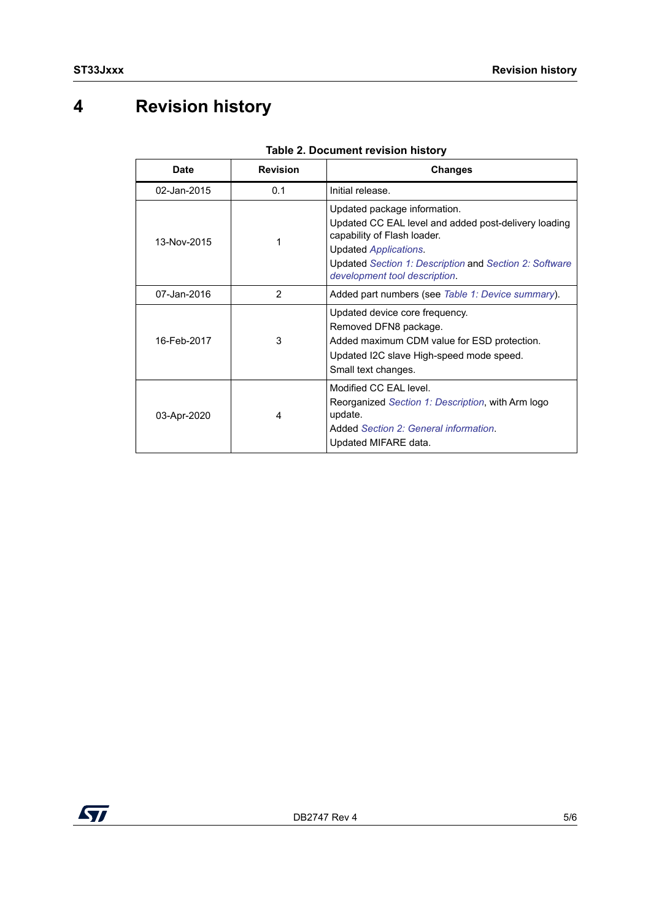# 4 Revision history

**Table 2. Document revision history**

| Date | Revision | Changes |
|---|---|---|
| 02-Jan-2015 | 0.1 | Initial release. |
| 13-Nov-2015 | 1 | Updated package information.<br>Updated CC EAL level and added post-delivery loading capability of Flash loader.<br>Updated *Applications*.<br>Updated *Section 1: Description* and *Section 2: Software development tool description*. |
| 07-Jan-2016 | 2 | Added part numbers (see *Table 1: Device summary*). |
| 16-Feb-2017 | 3 | Updated device core frequency.<br>Removed DFN8 package.<br>Added maximum CDM value for ESD protection.<br>Updated I2C slave High-speed mode speed.<br>Small text changes. |
| 03-Apr-2020 | 4 | Modified CC EAL level.<br>Reorganized *Section 1: Description*, with Arm logo update.<br>Added *Section 2: General information*.<br>Updated MIFARE data. |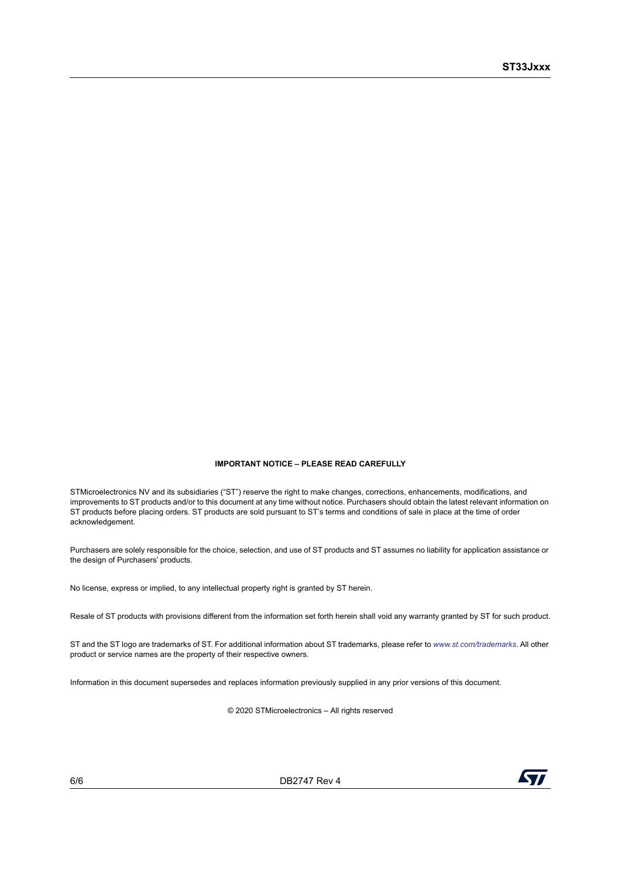**IMPORTANT NOTICE – PLEASE READ CAREFULLY**

STMicroelectronics NV and its subsidiaries (“ST”) reserve the right to make changes, corrections, enhancements, modifications, and improvements to ST products and/or to this document at any time without notice. Purchasers should obtain the latest relevant information on ST products before placing orders. ST products are sold pursuant to ST’s terms and conditions of sale in place at the time of order acknowledgement.

Purchasers are solely responsible for the choice, selection, and use of ST products and ST assumes no liability for application assistance or the design of Purchasers’ products.

No license, express or implied, to any intellectual property right is granted by ST herein.

Resale of ST products with provisions different from the information set forth herein shall void any warranty granted by ST for such product.

ST and the ST logo are trademarks of ST. For additional information about ST trademarks, please refer to *www.st.com/trademarks*. All other product or service names are the property of their respective owners.

Information in this document supersedes and replaces information previously supplied in any prior versions of this document.

© 2020 STMicroelectronics – All rights reserved